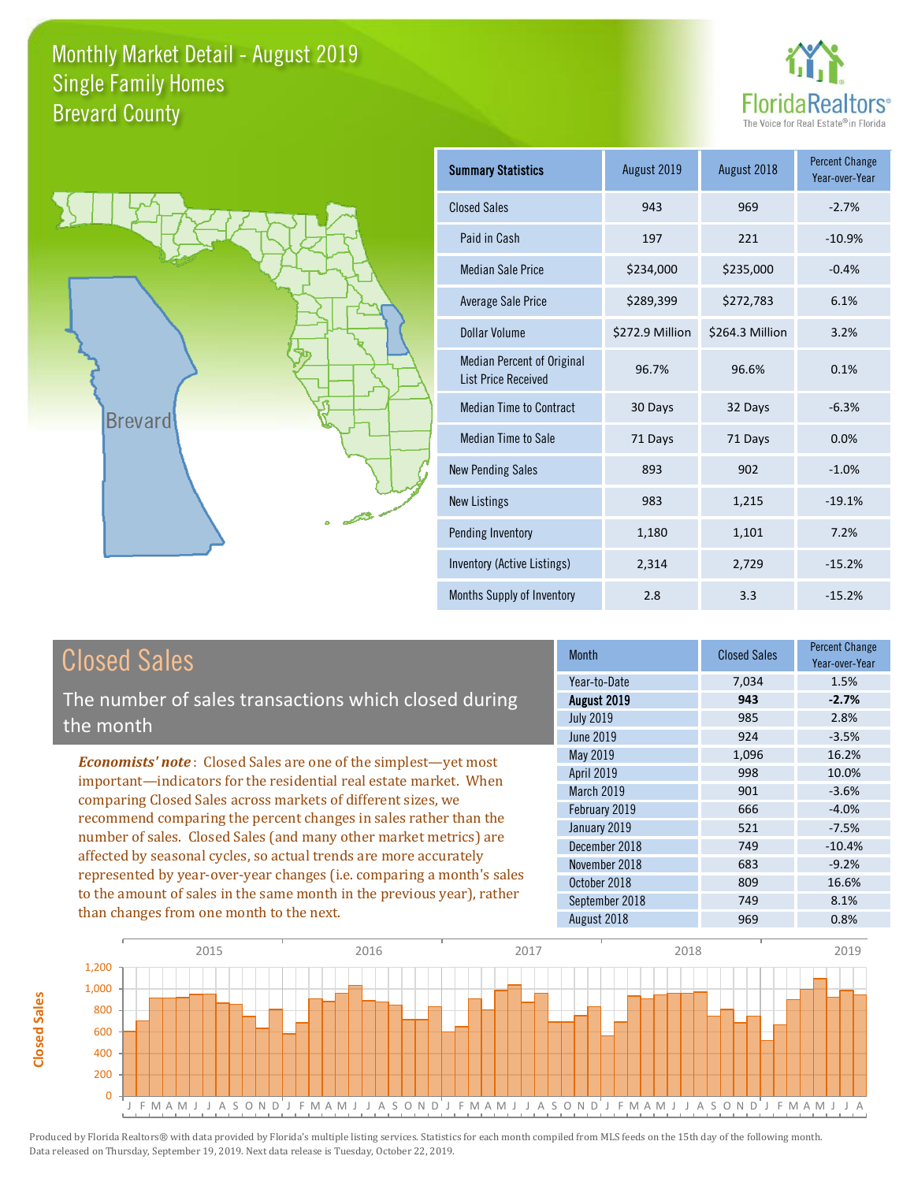# Monthly Market Detail - August 2019
## Single Family Homes
## Brevard County

FloridaRealtors® The Voice for Real Estate® in Florida

Brevard

| Summary Statistics | August 2019 | August 2018 | Percent Change Year-over-Year |
|---|---|---|---|
| Closed Sales | 943 | 969 | -2.7% |
| Paid in Cash | 197 | 221 | -10.9% |
| Median Sale Price | $234,000 | $235,000 | -0.4% |
| Average Sale Price | $289,399 | $272,783 | 6.1% |
| Dollar Volume | $272.9 Million | $264.3 Million | 3.2% |
| Median Percent of Original List Price Received | 96.7% | 96.6% | 0.1% |
| Median Time to Contract | 30 Days | 32 Days | -6.3% |
| Median Time to Sale | 71 Days | 71 Days | 0.0% |
| New Pending Sales | 893 | 902 | -1.0% |
| New Listings | 983 | 1,215 | -19.1% |
| Pending Inventory | 1,180 | 1,101 | 7.2% |
| Inventory (Active Listings) | 2,314 | 2,729 | -15.2% |
| Months Supply of Inventory | 2.8 | 3.3 | -15.2% |

## Closed Sales

The number of sales transactions which closed during the month

***Economists' note***: Closed Sales are one of the simplest—yet most important—indicators for the residential real estate market. When comparing Closed Sales across markets of different sizes, we recommend comparing the percent changes in sales rather than the number of sales. Closed Sales (and many other market metrics) are affected by seasonal cycles, so actual trends are more accurately represented by year-over-year changes (i.e. comparing a month's sales to the amount of sales in the same month in the previous year), rather than changes from one month to the next.

| Month | Closed Sales | Percent Change Year-over-Year |
|---|---|---|
| Year-to-Date | 7,034 | 1.5% |
| **August 2019** | **943** | **-2.7%** |
| July 2019 | 985 | 2.8% |
| June 2019 | 924 | -3.5% |
| May 2019 | 1,096 | 16.2% |
| April 2019 | 998 | 10.0% |
| March 2019 | 901 | -3.6% |
| February 2019 | 666 | -4.0% |
| January 2019 | 521 | -7.5% |
| December 2018 | 749 | -10.4% |
| November 2018 | 683 | -9.2% |
| October 2018 | 809 | 16.6% |
| September 2018 | 749 | 8.1% |
| August 2018 | 969 | 0.8% |

Produced by Florida Realtors® with data provided by Florida's multiple listing services. Statistics for each month compiled from MLS feeds on the 15th day of the following month. Data released on Thursday, September 19, 2019. Next data release is Tuesday, October 22, 2019.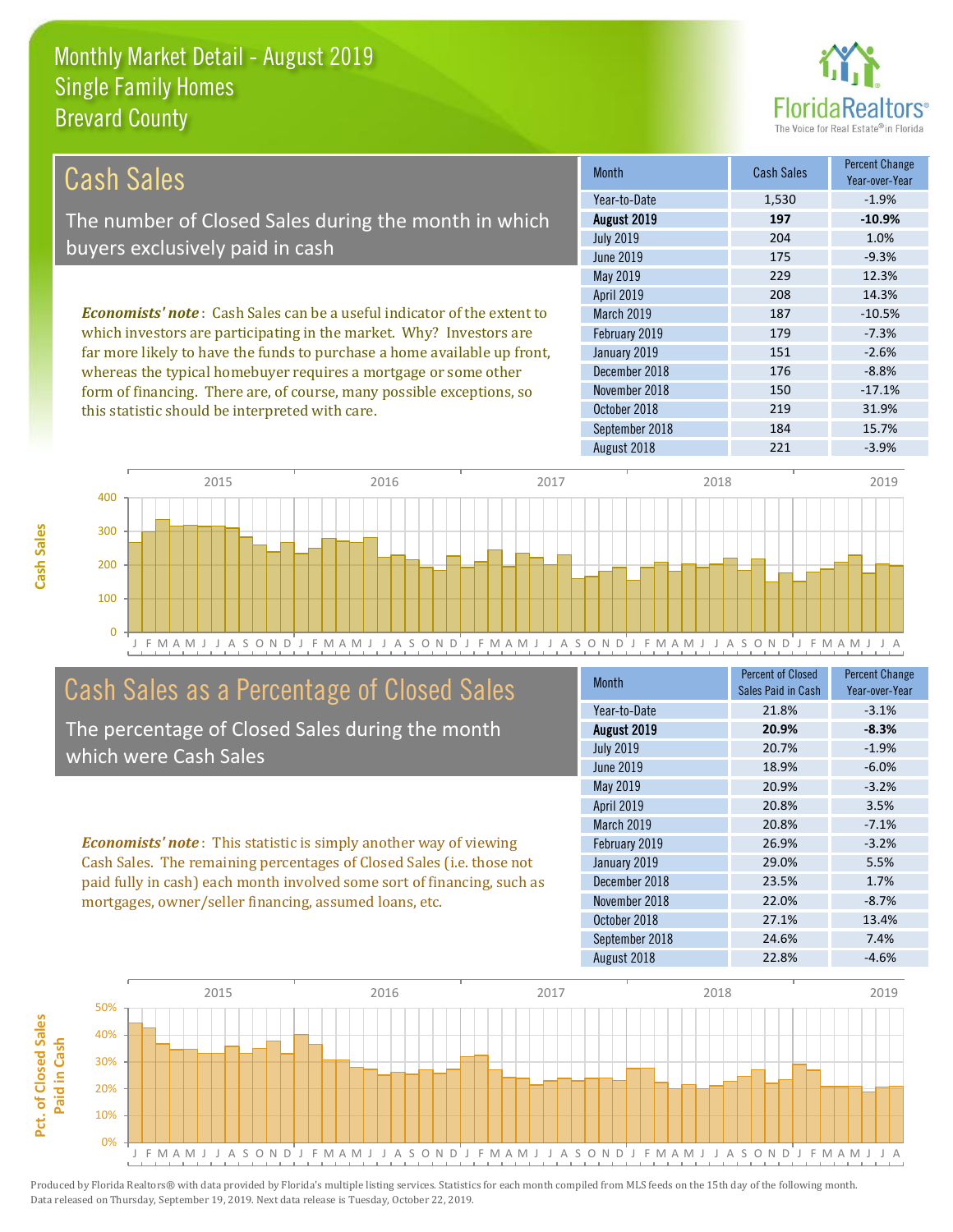# Monthly Market Detail - August 2019
## Single Family Homes
## Brevard County

## Cash Sales

The number of Closed Sales during the month in which buyers exclusively paid in cash

*Economists' note*: Cash Sales can be a useful indicator of the extent to which investors are participating in the market. Why? Investors are far more likely to have the funds to purchase a home available up front, whereas the typical homebuyer requires a mortgage or some other form of financing. There are, of course, many possible exceptions, so this statistic should be interpreted with care.

| Month | Cash Sales | Percent Change Year-over-Year |
|---|---|---|
| Year-to-Date | 1,530 | -1.9% |
| **August 2019** | **197** | **-10.9%** |
| July 2019 | 204 | 1.0% |
| June 2019 | 175 | -9.3% |
| May 2019 | 229 | 12.3% |
| April 2019 | 208 | 14.3% |
| March 2019 | 187 | -10.5% |
| February 2019 | 179 | -7.3% |
| January 2019 | 151 | -2.6% |
| December 2018 | 176 | -8.8% |
| November 2018 | 150 | -17.1% |
| October 2018 | 219 | 31.9% |
| September 2018 | 184 | 15.7% |
| August 2018 | 221 | -3.9% |

## Cash Sales as a Percentage of Closed Sales

The percentage of Closed Sales during the month which were Cash Sales

*Economists' note*: This statistic is simply another way of viewing Cash Sales. The remaining percentages of Closed Sales (i.e. those not paid fully in cash) each month involved some sort of financing, such as mortgages, owner/seller financing, assumed loans, etc.

| Month | Percent of Closed Sales Paid in Cash | Percent Change Year-over-Year |
|---|---|---|
| Year-to-Date | 21.8% | -3.1% |
| **August 2019** | **20.9%** | **-8.3%** |
| July 2019 | 20.7% | -1.9% |
| June 2019 | 18.9% | -6.0% |
| May 2019 | 20.9% | -3.2% |
| April 2019 | 20.8% | 3.5% |
| March 2019 | 20.8% | -7.1% |
| February 2019 | 26.9% | -3.2% |
| January 2019 | 29.0% | 5.5% |
| December 2018 | 23.5% | 1.7% |
| November 2018 | 22.0% | -8.7% |
| October 2018 | 27.1% | 13.4% |
| September 2018 | 24.6% | 7.4% |
| August 2018 | 22.8% | -4.6% |

Produced by Florida Realtors® with data provided by Florida's multiple listing services. Statistics for each month compiled from MLS feeds on the 15th day of the following month. Data released on Thursday, September 19, 2019. Next data release is Tuesday, October 22, 2019.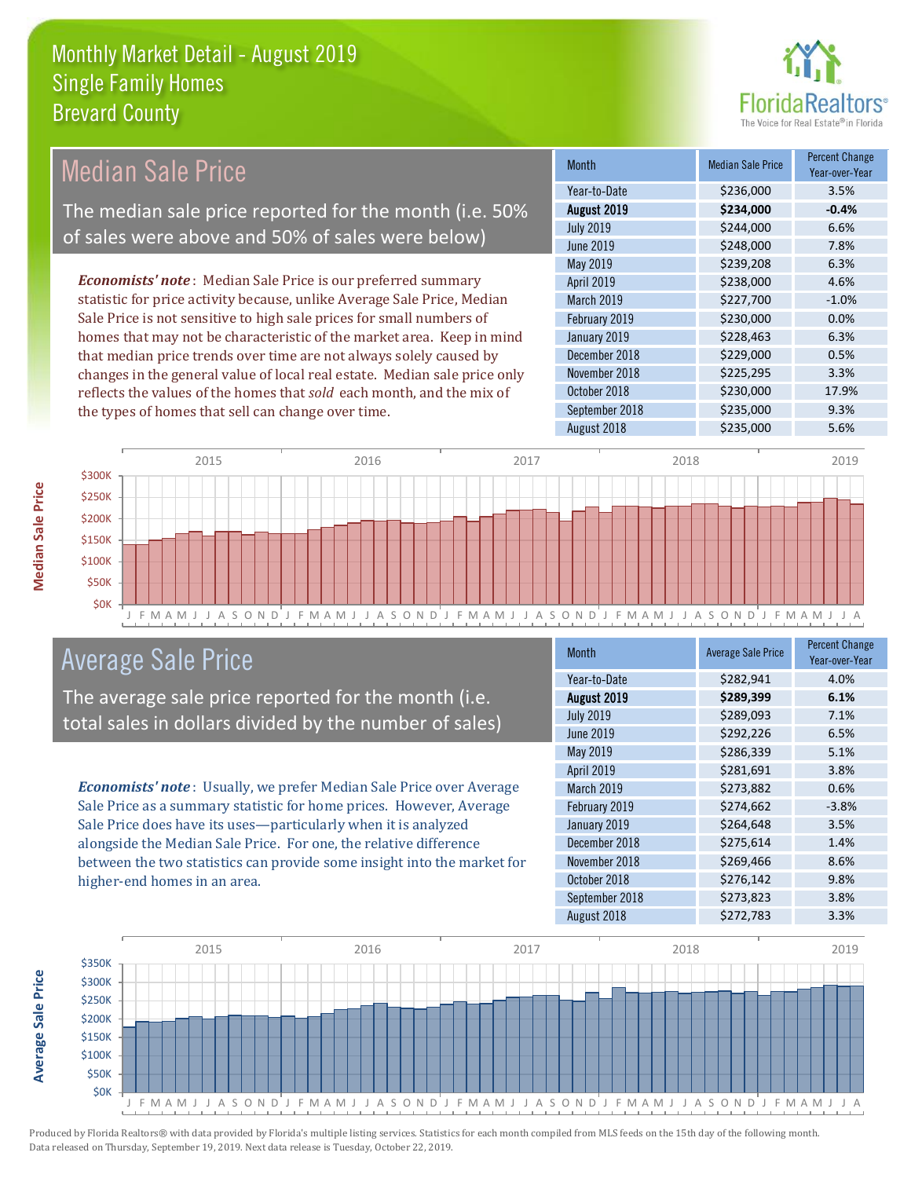# Monthly Market Detail - August 2019
## Single Family Homes
## Brevard County

## Median Sale Price

The median sale price reported for the month (i.e. 50% of sales were above and 50% of sales were below)

*Economists' note*: Median Sale Price is our preferred summary statistic for price activity because, unlike Average Sale Price, Median Sale Price is not sensitive to high sale prices for small numbers of homes that may not be characteristic of the market area. Keep in mind that median price trends over time are not always solely caused by changes in the general value of local real estate. Median sale price only reflects the values of the homes that *sold* each month, and the mix of the types of homes that sell can change over time.

| Month | Median Sale Price | Percent Change Year-over-Year |
|---|---|---|
| Year-to-Date | $236,000 | 3.5% |
| **August 2019** | **$234,000** | **-0.4%** |
| July 2019 | $244,000 | 6.6% |
| June 2019 | $248,000 | 7.8% |
| May 2019 | $239,208 | 6.3% |
| April 2019 | $238,000 | 4.6% |
| March 2019 | $227,700 | -1.0% |
| February 2019 | $230,000 | 0.0% |
| January 2019 | $228,463 | 6.3% |
| December 2018 | $229,000 | 0.5% |
| November 2018 | $225,295 | 3.3% |
| October 2018 | $230,000 | 17.9% |
| September 2018 | $235,000 | 9.3% |
| August 2018 | $235,000 | 5.6% |

## Average Sale Price

The average sale price reported for the month (i.e. total sales in dollars divided by the number of sales)

*Economists' note*: Usually, we prefer Median Sale Price over Average Sale Price as a summary statistic for home prices. However, Average Sale Price does have its uses—particularly when it is analyzed alongside the Median Sale Price. For one, the relative difference between the two statistics can provide some insight into the market for higher-end homes in an area.

| Month | Average Sale Price | Percent Change Year-over-Year |
|---|---|---|
| Year-to-Date | $282,941 | 4.0% |
| **August 2019** | **$289,399** | **6.1%** |
| July 2019 | $289,093 | 7.1% |
| June 2019 | $292,226 | 6.5% |
| May 2019 | $286,339 | 5.1% |
| April 2019 | $281,691 | 3.8% |
| March 2019 | $273,882 | 0.6% |
| February 2019 | $274,662 | -3.8% |
| January 2019 | $264,648 | 3.5% |
| December 2018 | $275,614 | 1.4% |
| November 2018 | $269,466 | 8.6% |
| October 2018 | $276,142 | 9.8% |
| September 2018 | $273,823 | 3.8% |
| August 2018 | $272,783 | 3.3% |

Produced by Florida Realtors® with data provided by Florida's multiple listing services. Statistics for each month compiled from MLS feeds on the 15th day of the following month. Data released on Thursday, September 19, 2019. Next data release is Tuesday, October 22, 2019.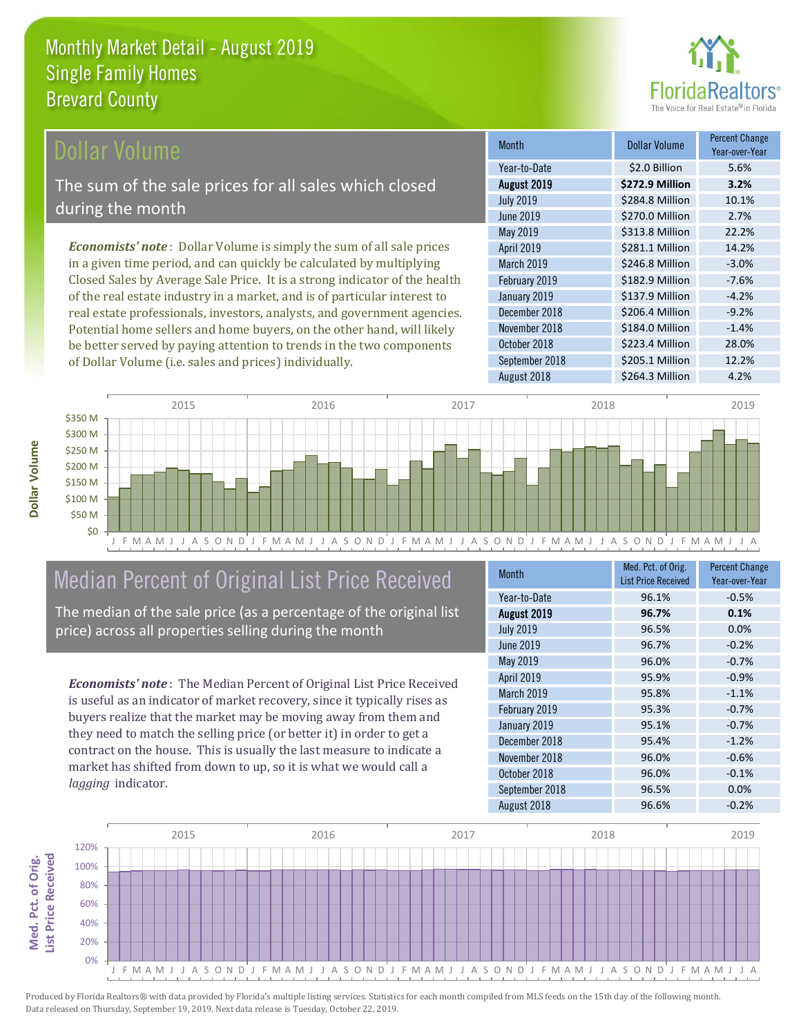# Monthly Market Detail - August 2019
## Single Family Homes
## Brevard County

## Dollar Volume

The sum of the sale prices for all sales which closed during the month

*Economists' note*: Dollar Volume is simply the sum of all sale prices in a given time period, and can quickly be calculated by multiplying Closed Sales by Average Sale Price. It is a strong indicator of the health of the real estate industry in a market, and is of particular interest to real estate professionals, investors, analysts, and government agencies. Potential home sellers and home buyers, on the other hand, will likely be better served by paying attention to trends in the two components of Dollar Volume (i.e. sales and prices) individually.

| Month | Dollar Volume | Percent Change Year-over-Year |
|---|---|---|
| Year-to-Date | $2.0 Billion | 5.6% |
| **August 2019** | **$272.9 Million** | **3.2%** |
| July 2019 | $284.8 Million | 10.1% |
| June 2019 | $270.0 Million | 2.7% |
| May 2019 | $313.8 Million | 22.2% |
| April 2019 | $281.1 Million | 14.2% |
| March 2019 | $246.8 Million | -3.0% |
| February 2019 | $182.9 Million | -7.6% |
| January 2019 | $137.9 Million | -4.2% |
| December 2018 | $206.4 Million | -9.2% |
| November 2018 | $184.0 Million | -1.4% |
| October 2018 | $223.4 Million | 28.0% |
| September 2018 | $205.1 Million | 12.2% |
| August 2018 | $264.3 Million | 4.2% |

## Median Percent of Original List Price Received

The median of the sale price (as a percentage of the original list price) across all properties selling during the month

*Economists' note*: The Median Percent of Original List Price Received is useful as an indicator of market recovery, since it typically rises as buyers realize that the market may be moving away from them and they need to match the selling price (or better it) in order to get a contract on the house. This is usually the last measure to indicate a market has shifted from down to up, so it is what we would call a *lagging* indicator.

| Month | Med. Pct. of Orig. List Price Received | Percent Change Year-over-Year |
|---|---|---|
| Year-to-Date | 96.1% | -0.5% |
| **August 2019** | **96.7%** | **0.1%** |
| July 2019 | 96.5% | 0.0% |
| June 2019 | 96.7% | -0.2% |
| May 2019 | 96.0% | -0.7% |
| April 2019 | 95.9% | -0.9% |
| March 2019 | 95.8% | -1.1% |
| February 2019 | 95.3% | -0.7% |
| January 2019 | 95.1% | -0.7% |
| December 2018 | 95.4% | -1.2% |
| November 2018 | 96.0% | -0.6% |
| October 2018 | 96.0% | -0.1% |
| September 2018 | 96.5% | 0.0% |
| August 2018 | 96.6% | -0.2% |

Produced by Florida Realtors® with data provided by Florida's multiple listing services. Statistics for each month compiled from MLS feeds on the 15th day of the following month. Data released on Thursday, September 19, 2019. Next data release is Tuesday, October 22, 2019.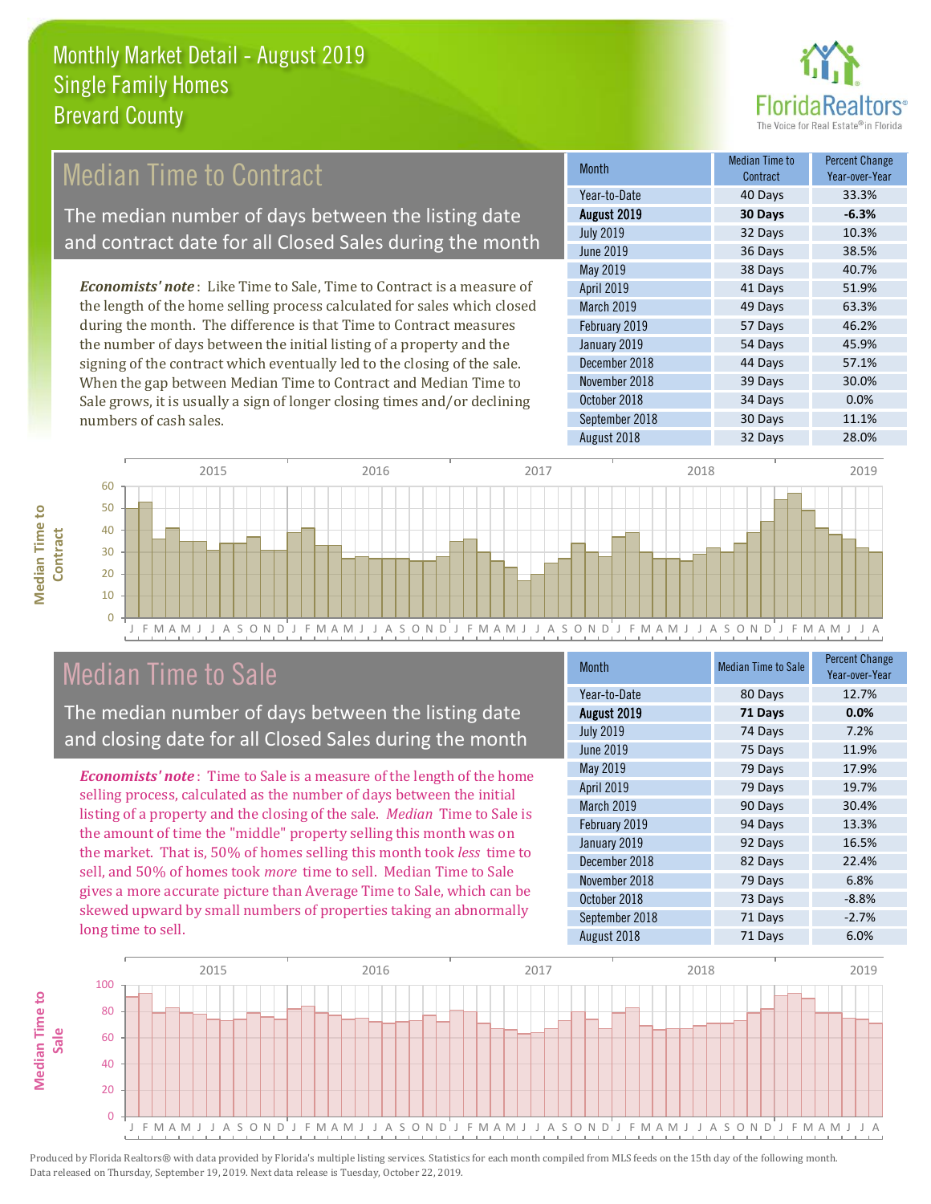# Monthly Market Detail - August 2019
## Single Family Homes
## Brevard County

## Median Time to Contract

The median number of days between the listing date and contract date for all Closed Sales during the month

*Economists' note*: Like Time to Sale, Time to Contract is a measure of the length of the home selling process calculated for sales which closed during the month. The difference is that Time to Contract measures the number of days between the initial listing of a property and the signing of the contract which eventually led to the closing of the sale. When the gap between Median Time to Contract and Median Time to Sale grows, it is usually a sign of longer closing times and/or declining numbers of cash sales.

| Month | Median Time to Contract | Percent Change Year-over-Year |
|---|---|---|
| Year-to-Date | 40 Days | 33.3% |
| **August 2019** | **30 Days** | **-6.3%** |
| July 2019 | 32 Days | 10.3% |
| June 2019 | 36 Days | 38.5% |
| May 2019 | 38 Days | 40.7% |
| April 2019 | 41 Days | 51.9% |
| March 2019 | 49 Days | 63.3% |
| February 2019 | 57 Days | 46.2% |
| January 2019 | 54 Days | 45.9% |
| December 2018 | 44 Days | 57.1% |
| November 2018 | 39 Days | 30.0% |
| October 2018 | 34 Days | 0.0% |
| September 2018 | 30 Days | 11.1% |
| August 2018 | 32 Days | 28.0% |

## Median Time to Sale

The median number of days between the listing date and closing date for all Closed Sales during the month

*Economists' note*: Time to Sale is a measure of the length of the home selling process, calculated as the number of days between the initial listing of a property and the closing of the sale. *Median* Time to Sale is the amount of time the "middle" property selling this month was on the market. That is, 50% of homes selling this month took *less* time to sell, and 50% of homes took *more* time to sell. Median Time to Sale gives a more accurate picture than Average Time to Sale, which can be skewed upward by small numbers of properties taking an abnormally long time to sell.

| Month | Median Time to Sale | Percent Change Year-over-Year |
|---|---|---|
| Year-to-Date | 80 Days | 12.7% |
| **August 2019** | **71 Days** | **0.0%** |
| July 2019 | 74 Days | 7.2% |
| June 2019 | 75 Days | 11.9% |
| May 2019 | 79 Days | 17.9% |
| April 2019 | 79 Days | 19.7% |
| March 2019 | 90 Days | 30.4% |
| February 2019 | 94 Days | 13.3% |
| January 2019 | 92 Days | 16.5% |
| December 2018 | 82 Days | 22.4% |
| November 2018 | 79 Days | 6.8% |
| October 2018 | 73 Days | -8.8% |
| September 2018 | 71 Days | -2.7% |
| August 2018 | 71 Days | 6.0% |

Produced by Florida Realtors® with data provided by Florida's multiple listing services. Statistics for each month compiled from MLS feeds on the 15th day of the following month. Data released on Thursday, September 19, 2019. Next data release is Tuesday, October 22, 2019.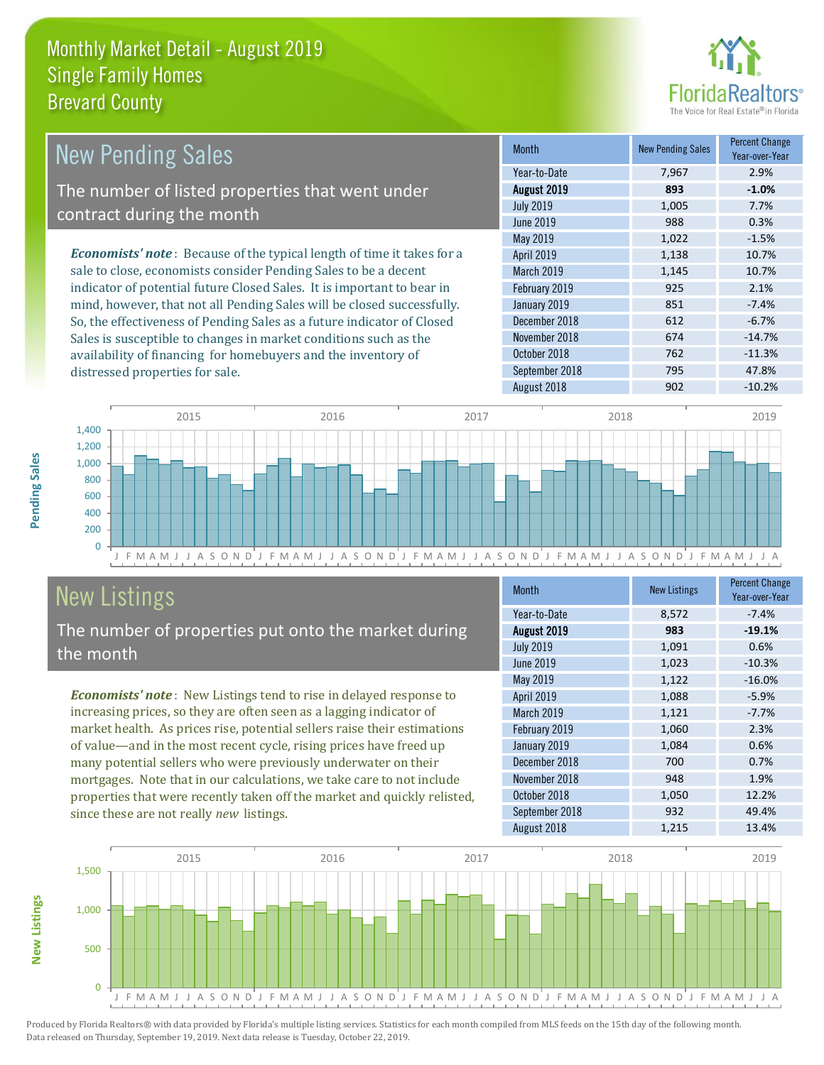# Monthly Market Detail - August 2019
## Single Family Homes
## Brevard County

## New Pending Sales

The number of listed properties that went under contract during the month

***Economists' note*** : Because of the typical length of time it takes for a sale to close, economists consider Pending Sales to be a decent indicator of potential future Closed Sales. It is important to bear in mind, however, that not all Pending Sales will be closed successfully. So, the effectiveness of Pending Sales as a future indicator of Closed Sales is susceptible to changes in market conditions such as the availability of financing for homebuyers and the inventory of distressed properties for sale.

| Month | New Pending Sales | Percent Change Year-over-Year |
|---|---|---|
| Year-to-Date | 7,967 | 2.9% |
| **August 2019** | **893** | **-1.0%** |
| July 2019 | 1,005 | 7.7% |
| June 2019 | 988 | 0.3% |
| May 2019 | 1,022 | -1.5% |
| April 2019 | 1,138 | 10.7% |
| March 2019 | 1,145 | 10.7% |
| February 2019 | 925 | 2.1% |
| January 2019 | 851 | -7.4% |
| December 2018 | 612 | -6.7% |
| November 2018 | 674 | -14.7% |
| October 2018 | 762 | -11.3% |
| September 2018 | 795 | 47.8% |
| August 2018 | 902 | -10.2% |

## New Listings

The number of properties put onto the market during the month

***Economists' note*** : New Listings tend to rise in delayed response to increasing prices, so they are often seen as a lagging indicator of market health. As prices rise, potential sellers raise their estimations of value—and in the most recent cycle, rising prices have freed up many potential sellers who were previously underwater on their mortgages. Note that in our calculations, we take care to not include properties that were recently taken off the market and quickly relisted, since these are not really *new* listings.

| Month | New Listings | Percent Change Year-over-Year |
|---|---|---|
| Year-to-Date | 8,572 | -7.4% |
| **August 2019** | **983** | **-19.1%** |
| July 2019 | 1,091 | 0.6% |
| June 2019 | 1,023 | -10.3% |
| May 2019 | 1,122 | -16.0% |
| April 2019 | 1,088 | -5.9% |
| March 2019 | 1,121 | -7.7% |
| February 2019 | 1,060 | 2.3% |
| January 2019 | 1,084 | 0.6% |
| December 2018 | 700 | 0.7% |
| November 2018 | 948 | 1.9% |
| October 2018 | 1,050 | 12.2% |
| September 2018 | 932 | 49.4% |
| August 2018 | 1,215 | 13.4% |

Produced by Florida Realtors® with data provided by Florida's multiple listing services. Statistics for each month compiled from MLS feeds on the 15th day of the following month. Data released on Thursday, September 19, 2019. Next data release is Tuesday, October 22, 2019.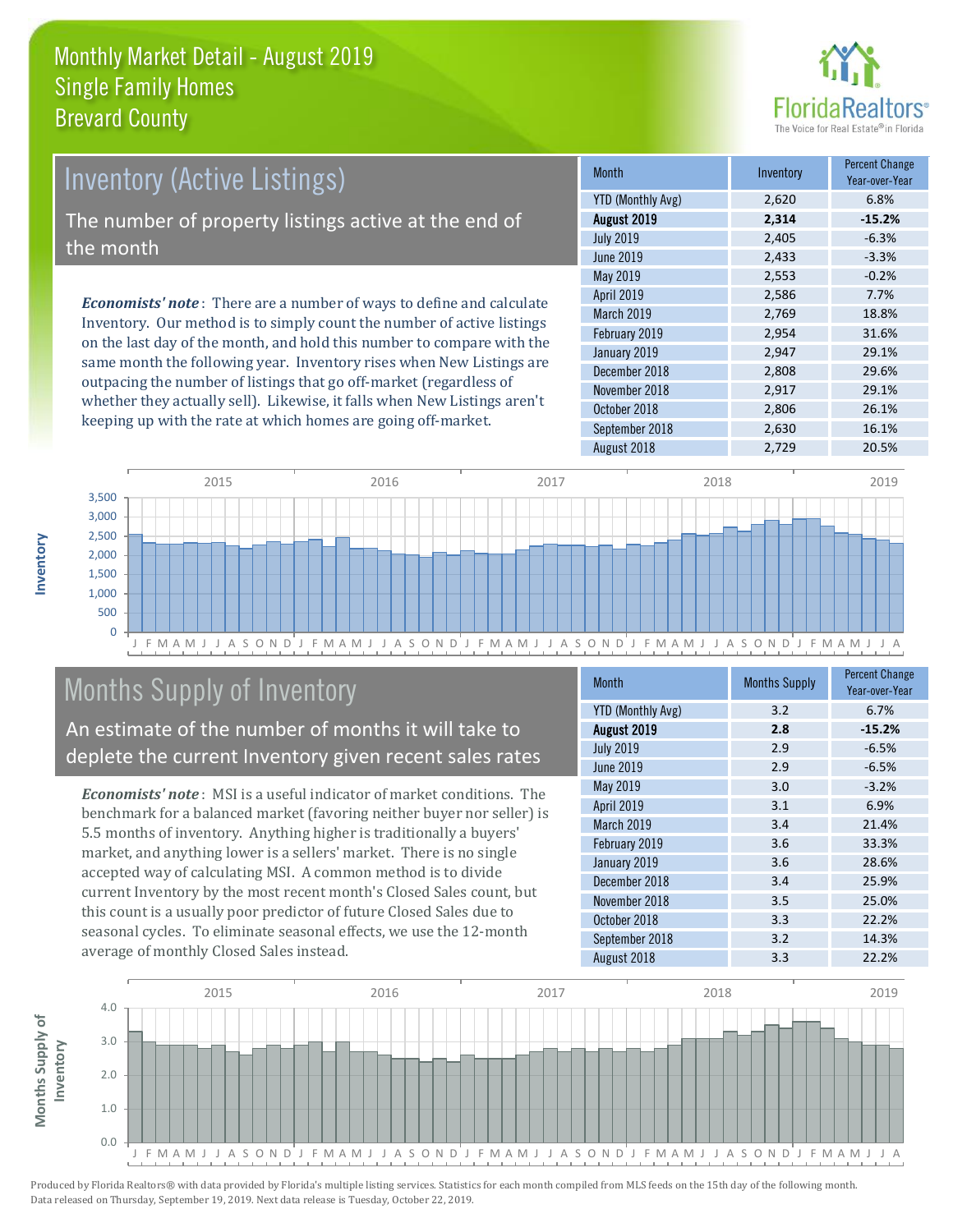# Monthly Market Detail - August 2019
## Single Family Homes
## Brevard County

## Inventory (Active Listings)

The number of property listings active at the end of the month

*Economists' note*: There are a number of ways to define and calculate Inventory. Our method is to simply count the number of active listings on the last day of the month, and hold this number to compare with the same month the following year. Inventory rises when New Listings are outpacing the number of listings that go off-market (regardless of whether they actually sell). Likewise, it falls when New Listings aren't keeping up with the rate at which homes are going off-market.

| Month | Inventory | Percent Change Year-over-Year |
|---|---|---|
| YTD (Monthly Avg) | 2,620 | 6.8% |
| **August 2019** | **2,314** | **-15.2%** |
| July 2019 | 2,405 | -6.3% |
| June 2019 | 2,433 | -3.3% |
| May 2019 | 2,553 | -0.2% |
| April 2019 | 2,586 | 7.7% |
| March 2019 | 2,769 | 18.8% |
| February 2019 | 2,954 | 31.6% |
| January 2019 | 2,947 | 29.1% |
| December 2018 | 2,808 | 29.6% |
| November 2018 | 2,917 | 29.1% |
| October 2018 | 2,806 | 26.1% |
| September 2018 | 2,630 | 16.1% |
| August 2018 | 2,729 | 20.5% |

## Months Supply of Inventory

An estimate of the number of months it will take to deplete the current Inventory given recent sales rates

*Economists' note*: MSI is a useful indicator of market conditions. The benchmark for a balanced market (favoring neither buyer nor seller) is 5.5 months of inventory. Anything higher is traditionally a buyers' market, and anything lower is a sellers' market. There is no single accepted way of calculating MSI. A common method is to divide current Inventory by the most recent month's Closed Sales count, but this count is a usually poor predictor of future Closed Sales due to seasonal cycles. To eliminate seasonal effects, we use the 12-month average of monthly Closed Sales instead.

| Month | Months Supply | Percent Change Year-over-Year |
|---|---|---|
| YTD (Monthly Avg) | 3.2 | 6.7% |
| **August 2019** | **2.8** | **-15.2%** |
| July 2019 | 2.9 | -6.5% |
| June 2019 | 2.9 | -6.5% |
| May 2019 | 3.0 | -3.2% |
| April 2019 | 3.1 | 6.9% |
| March 2019 | 3.4 | 21.4% |
| February 2019 | 3.6 | 33.3% |
| January 2019 | 3.6 | 28.6% |
| December 2018 | 3.4 | 25.9% |
| November 2018 | 3.5 | 25.0% |
| October 2018 | 3.3 | 22.2% |
| September 2018 | 3.2 | 14.3% |
| August 2018 | 3.3 | 22.2% |

Produced by Florida Realtors® with data provided by Florida's multiple listing services. Statistics for each month compiled from MLS feeds on the 15th day of the following month. Data released on Thursday, September 19, 2019. Next data release is Tuesday, October 22, 2019.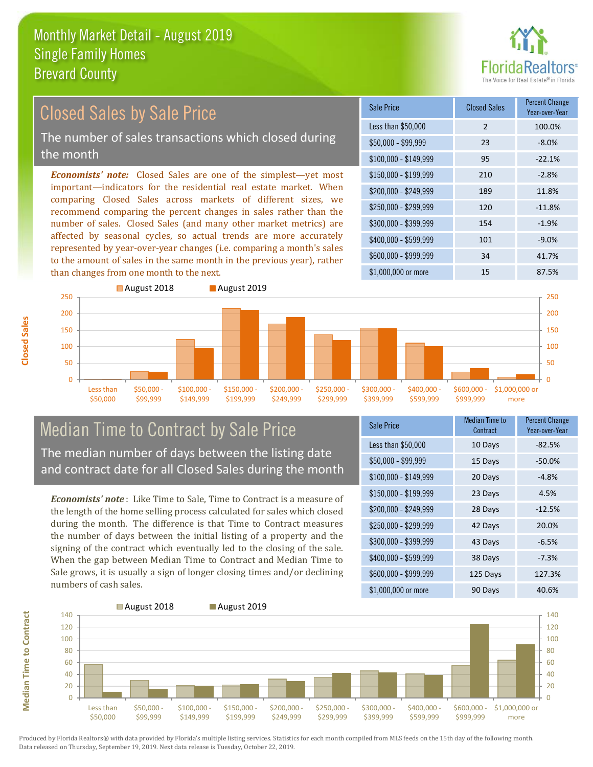# Monthly Market Detail - August 2019
## Single Family Homes
## Brevard County

FloridaRealtors® The Voice for Real Estate® in Florida

## Closed Sales by Sale Price

The number of sales transactions which closed during the month

***Economists' note:*** Closed Sales are one of the simplest—yet most important—indicators for the residential real estate market. When comparing Closed Sales across markets of different sizes, we recommend comparing the percent changes in sales rather than the number of sales. Closed Sales (and many other market metrics) are affected by seasonal cycles, so actual trends are more accurately represented by year-over-year changes (i.e. comparing a month's sales to the amount of sales in the same month in the previous year), rather than changes from one month to the next.

| Sale Price | Closed Sales | Percent Change Year-over-Year |
|---|---|---|
| Less than $50,000 | 2 | 100.0% |
| $50,000 - $99,999 | 23 | -8.0% |
| $100,000 - $149,999 | 95 | -22.1% |
| $150,000 - $199,999 | 210 | -2.8% |
| $200,000 - $249,999 | 189 | 11.8% |
| $250,000 - $299,999 | 120 | -11.8% |
| $300,000 - $399,999 | 154 | -1.9% |
| $400,000 - $599,999 | 101 | -9.0% |
| $600,000 - $999,999 | 34 | 41.7% |
| $1,000,000 or more | 15 | 87.5% |

## Median Time to Contract by Sale Price

The median number of days between the listing date and contract date for all Closed Sales during the month

***Economists' note*** : Like Time to Sale, Time to Contract is a measure of the length of the home selling process calculated for sales which closed during the month. The difference is that Time to Contract measures the number of days between the initial listing of a property and the signing of the contract which eventually led to the closing of the sale. When the gap between Median Time to Contract and Median Time to Sale grows, it is usually a sign of longer closing times and/or declining numbers of cash sales.

| Sale Price | Median Time to Contract | Percent Change Year-over-Year |
|---|---|---|
| Less than $50,000 | 10 Days | -82.5% |
| $50,000 - $99,999 | 15 Days | -50.0% |
| $100,000 - $149,999 | 20 Days | -4.8% |
| $150,000 - $199,999 | 23 Days | 4.5% |
| $200,000 - $249,999 | 28 Days | -12.5% |
| $250,000 - $299,999 | 42 Days | 20.0% |
| $300,000 - $399,999 | 43 Days | -6.5% |
| $400,000 - $599,999 | 38 Days | -7.3% |
| $600,000 - $999,999 | 125 Days | 127.3% |
| $1,000,000 or more | 90 Days | 40.6% |

Produced by Florida Realtors® with data provided by Florida's multiple listing services. Statistics for each month compiled from MLS feeds on the 15th day of the following month. Data released on Thursday, September 19, 2019. Next data release is Tuesday, October 22, 2019.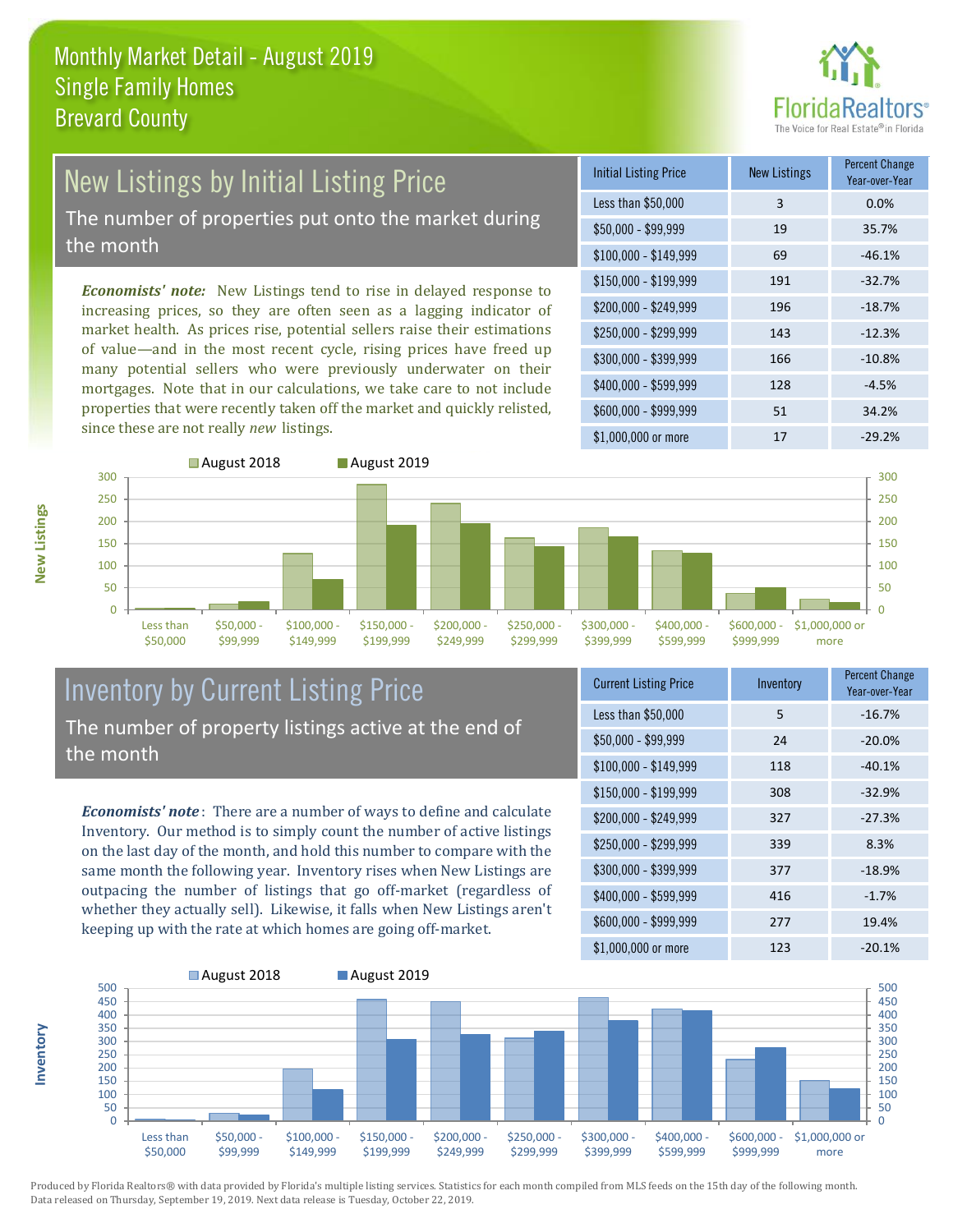# Monthly Market Detail - August 2019
## Single Family Homes
## Brevard County

FloridaRealtors® The Voice for Real Estate® in Florida

## New Listings by Initial Listing Price

The number of properties put onto the market during the month

*Economists' note:* New Listings tend to rise in delayed response to increasing prices, so they are often seen as a lagging indicator of market health. As prices rise, potential sellers raise their estimations of value—and in the most recent cycle, rising prices have freed up many potential sellers who were previously underwater on their mortgages. Note that in our calculations, we take care to not include properties that were recently taken off the market and quickly relisted, since these are not really *new* listings.

| Initial Listing Price | New Listings | Percent Change Year-over-Year |
|---|---|---|
| Less than $50,000 | 3 | 0.0% |
| $50,000 - $99,999 | 19 | 35.7% |
| $100,000 - $149,999 | 69 | -46.1% |
| $150,000 - $199,999 | 191 | -32.7% |
| $200,000 - $249,999 | 196 | -18.7% |
| $250,000 - $299,999 | 143 | -12.3% |
| $300,000 - $399,999 | 166 | -10.8% |
| $400,000 - $599,999 | 128 | -4.5% |
| $600,000 - $999,999 | 51 | 34.2% |
| $1,000,000 or more | 17 | -29.2% |

## Inventory by Current Listing Price

The number of property listings active at the end of the month

***Economists' note***: There are a number of ways to define and calculate Inventory. Our method is to simply count the number of active listings on the last day of the month, and hold this number to compare with the same month the following year. Inventory rises when New Listings are outpacing the number of listings that go off-market (regardless of whether they actually sell). Likewise, it falls when New Listings aren't keeping up with the rate at which homes are going off-market.

| Current Listing Price | Inventory | Percent Change Year-over-Year |
|---|---|---|
| Less than $50,000 | 5 | -16.7% |
| $50,000 - $99,999 | 24 | -20.0% |
| $100,000 - $149,999 | 118 | -40.1% |
| $150,000 - $199,999 | 308 | -32.9% |
| $200,000 - $249,999 | 327 | -27.3% |
| $250,000 - $299,999 | 339 | 8.3% |
| $300,000 - $399,999 | 377 | -18.9% |
| $400,000 - $599,999 | 416 | -1.7% |
| $600,000 - $999,999 | 277 | 19.4% |
| $1,000,000 or more | 123 | -20.1% |

Produced by Florida Realtors® with data provided by Florida's multiple listing services. Statistics for each month compiled from MLS feeds on the 15th day of the following month. Data released on Thursday, September 19, 2019. Next data release is Tuesday, October 22, 2019.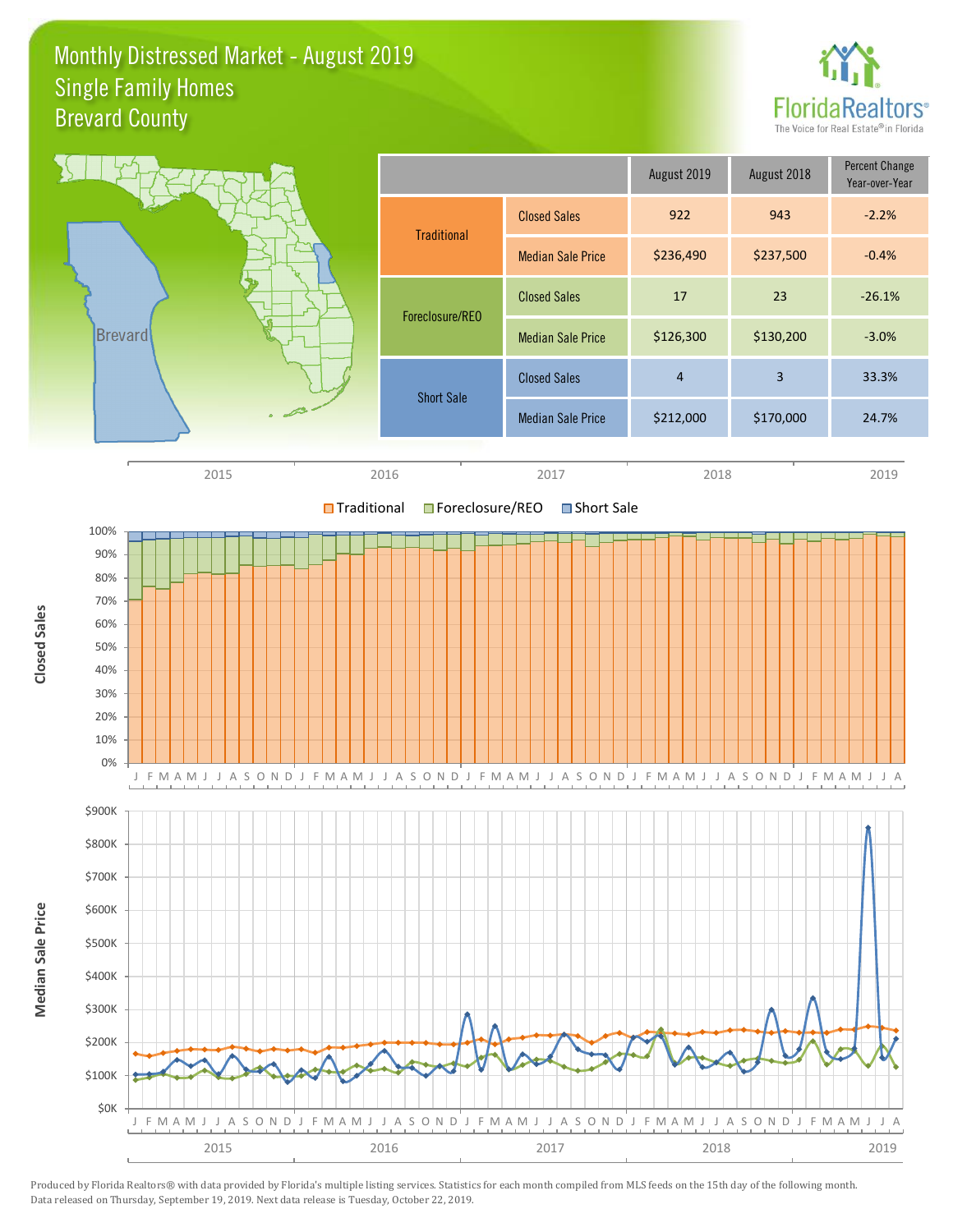# Monthly Distressed Market - August 2019
## Single Family Homes
## Brevard County

FloridaRealtors®
The Voice for Real Estate® in Florida

Brevard

| | | August 2019 | August 2018 | Percent Change Year-over-Year |
|---|---|---|---|---|
| Traditional | Closed Sales | 922 | 943 | -2.2% |
| | Median Sale Price | $236,490 | $237,500 | -0.4% |
| Foreclosure/REO | Closed Sales | 17 | 23 | -26.1% |
| | Median Sale Price | $126,300 | $130,200 | -3.0% |
| Short Sale | Closed Sales | 4 | 3 | 33.3% |
| | Median Sale Price | $212,000 | $170,000 | 24.7% |

2015 2016 2017 2018 2019

Traditional Foreclosure/REO Short Sale

Closed Sales

100% 90% 80% 70% 60% 50% 40% 30% 20% 10% 0%

J F M A M J J A S O N D J F M A M J J A S O N D J F M A M J J A S O N D J F M A M J J A S O N D J F M A M J J A

Median Sale Price

$900K $800K $700K $600K $500K $400K $300K $200K $100K $0K

J F M A M J J A S O N D J F M A M J J A S O N D J F M A M J J A S O N D J F M A M J J A S O N D J F M A M J J A

2015 2016 2017 2018 2019

Produced by Florida Realtors® with data provided by Florida's multiple listing services. Statistics for each month compiled from MLS feeds on the 15th day of the following month. Data released on Thursday, September 19, 2019. Next data release is Tuesday, October 22, 2019.